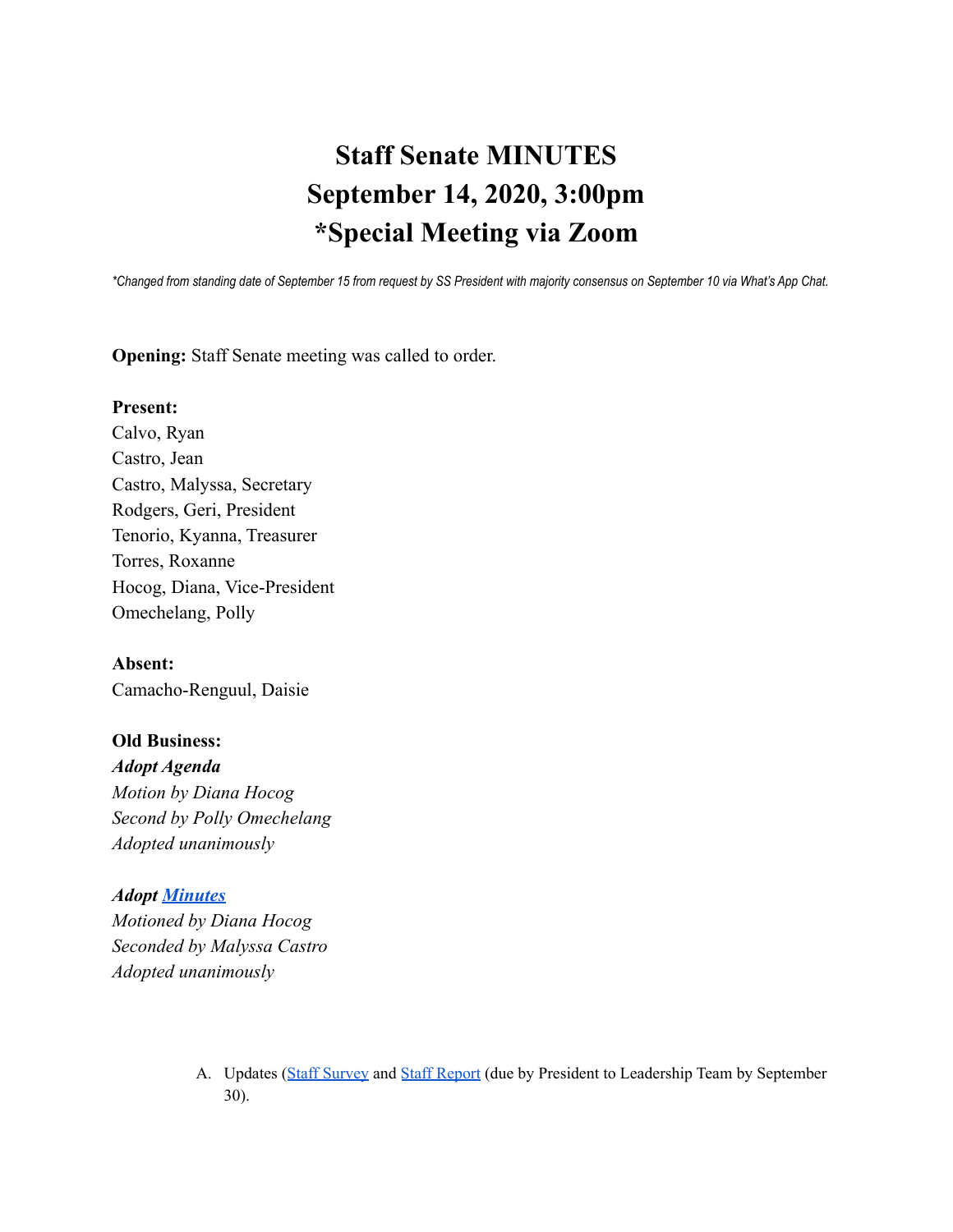# Staff Senate MINUTES
# September 14, 2020, 3:00pm
# *Special Meeting via Zoom

*\*Changed from standing date of September 15 from request by SS President with majority consensus on September 10 via What's App Chat.*

**Opening:** Staff Senate meeting was called to order.

**Present:**
Calvo, Ryan
Castro, Jean
Castro, Malyssa, Secretary
Rodgers, Geri, President
Tenorio, Kyanna, Treasurer
Torres, Roxanne
Hocog, Diana, Vice-President
Omechelang, Polly

**Absent:**
Camacho-Renguul, Daisie

**Old Business:**
***Adopt Agenda***
*Motion by Diana Hocog*
*Second by Polly Omechelang*
*Adopted unanimously*

***Adopt Minutes***
*Motioned by Diana Hocog*
*Seconded by Malyssa Castro*
*Adopted unanimously*

A. Updates (Staff Survey and Staff Report (due by President to Leadership Team by September 30).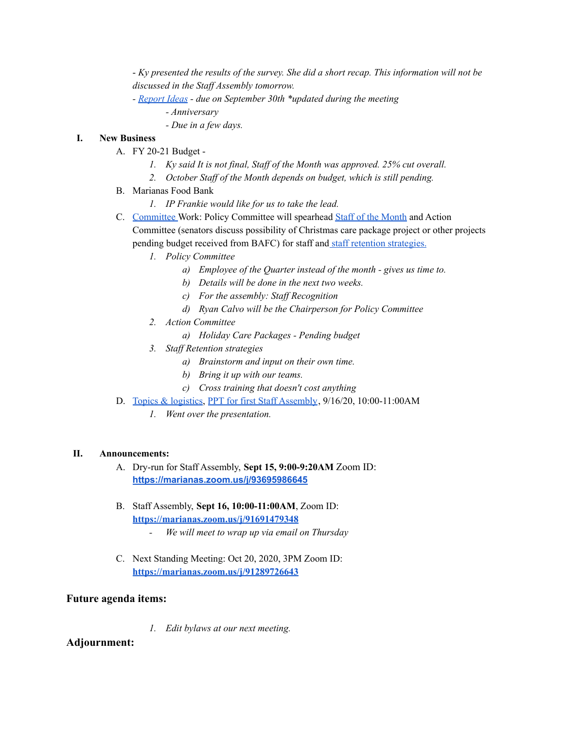*- Ky presented the results of the survey. She did a short recap. This information will not be discussed in the Staff Assembly tomorrow.*

*- [Report Ideas](#) - due on September 30th \*updated during the meeting*

*- Anniversary*

*- Due in a few days.*

**I. New Business**

A. FY 20-21 Budget -

1. *Ky said It is not final, Staff of the Month was approved. 25% cut overall.*
2. *October Staff of the Month depends on budget, which is still pending.*

B. Marianas Food Bank

1. *IP Frankie would like for us to take the lead.*

C. [Committee](#) Work: Policy Committee will spearhead [Staff of the Month](#) and Action Committee (senators discuss possibility of Christmas care package project or other projects pending budget received from BAFC) for staff and [staff retention strategies.](#)

1. *Policy Committee*
   - a) *Employee of the Quarter instead of the month - gives us time to.*
   - b) *Details will be done in the next two weeks.*
   - c) *For the assembly: Staff Recognition*
   - d) *Ryan Calvo will be the Chairperson for Policy Committee*
2. *Action Committee*
   - a) *Holiday Care Packages - Pending budget*
3. *Staff Retention strategies*
   - a) *Brainstorm and input on their own time.*
   - b) *Bring it up with our teams.*
   - c) *Cross training that doesn't cost anything*

D. [Topics & logistics](#), [PPT for first Staff Assembly](#), 9/16/20, 10:00-11:00AM

1. *Went over the presentation.*

**II. Announcements:**

A. Dry-run for Staff Assembly, **Sept 15, 9:00-9:20AM** Zoom ID: **https://marianas.zoom.us/j/93695986645**

B. Staff Assembly, **Sept 16, 10:00-11:00AM**, Zoom ID: **https://marianas.zoom.us/j/91691479348**

- *We will meet to wrap up via email on Thursday*

C. Next Standing Meeting: Oct 20, 2020, 3PM Zoom ID: **https://marianas.zoom.us/j/91289726643**

## Future agenda items:

1. *Edit bylaws at our next meeting.*

## Adjournment: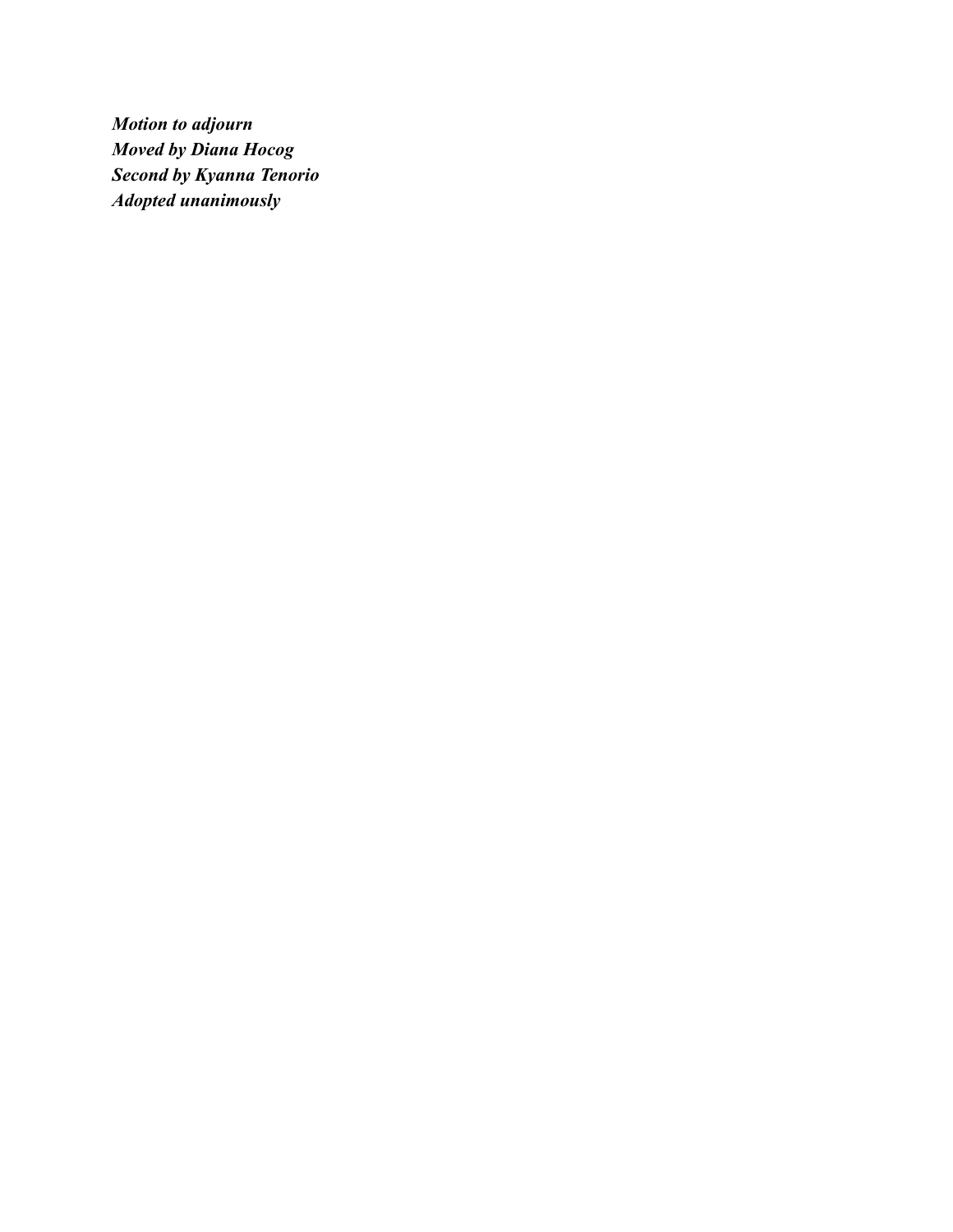***Motion to adjourn***
***Moved by Diana Hocog***
***Second by Kyanna Tenorio***
***Adopted unanimously***